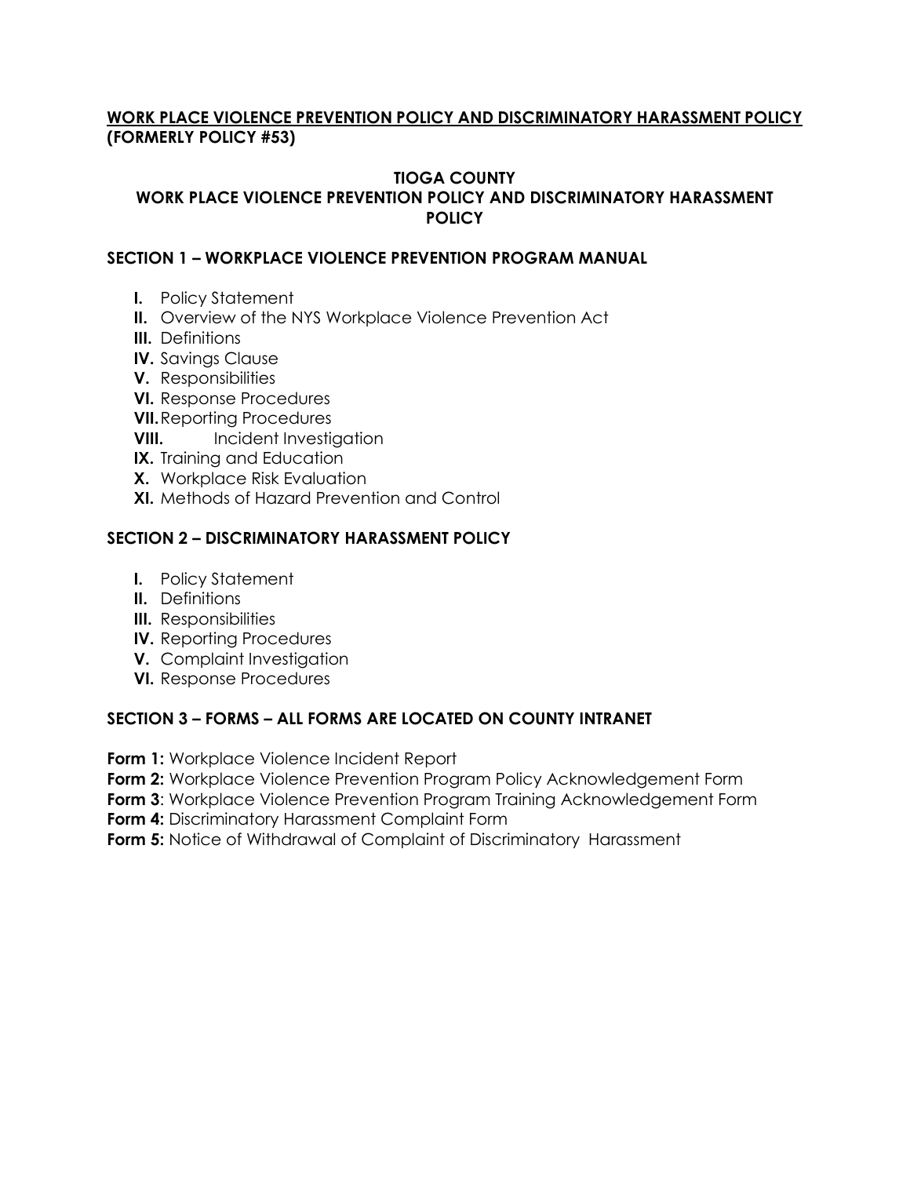**<u>WORK PLACE VIOLENCE PREVENTION POLICY AND DISCRIMINATORY HARASSMENT POLICY</u>**
**(FORMERLY POLICY #53)**

# TIOGA COUNTY
## WORK PLACE VIOLENCE PREVENTION POLICY AND DISCRIMINATORY HARASSMENT POLICY

### SECTION 1 – WORKPLACE VIOLENCE PREVENTION PROGRAM MANUAL

- **I.** Policy Statement
- **II.** Overview of the NYS Workplace Violence Prevention Act
- **III.** Definitions
- **IV.** Savings Clause
- **V.** Responsibilities
- **VI.** Response Procedures
- **VII.** Reporting Procedures
- **VIII.** Incident Investigation
- **IX.** Training and Education
- **X.** Workplace Risk Evaluation
- **XI.** Methods of Hazard Prevention and Control

### SECTION 2 – DISCRIMINATORY HARASSMENT POLICY

- **I.** Policy Statement
- **II.** Definitions
- **III.** Responsibilities
- **IV.** Reporting Procedures
- **V.** Complaint Investigation
- **VI.** Response Procedures

### SECTION 3 – FORMS – ALL FORMS ARE LOCATED ON COUNTY INTRANET

**Form 1:** Workplace Violence Incident Report
**Form 2:** Workplace Violence Prevention Program Policy Acknowledgement Form
**Form 3**: Workplace Violence Prevention Program Training Acknowledgement Form
**Form 4:** Discriminatory Harassment Complaint Form
**Form 5:** Notice of Withdrawal of Complaint of Discriminatory Harassment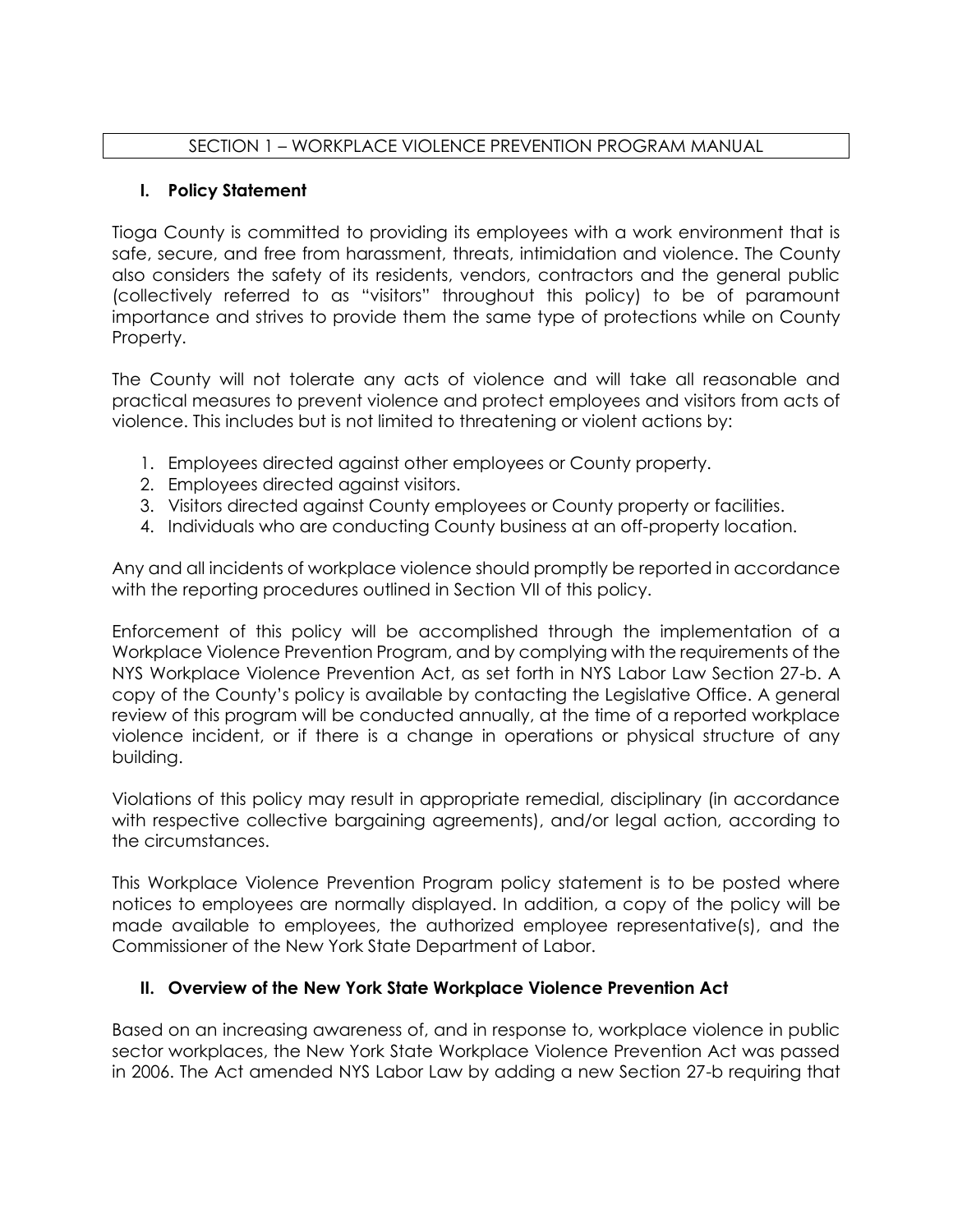## SECTION 1 – WORKPLACE VIOLENCE PREVENTION PROGRAM MANUAL

### I. Policy Statement

Tioga County is committed to providing its employees with a work environment that is safe, secure, and free from harassment, threats, intimidation and violence. The County also considers the safety of its residents, vendors, contractors and the general public (collectively referred to as "visitors" throughout this policy) to be of paramount importance and strives to provide them the same type of protections while on County Property.

The County will not tolerate any acts of violence and will take all reasonable and practical measures to prevent violence and protect employees and visitors from acts of violence. This includes but is not limited to threatening or violent actions by:

1. Employees directed against other employees or County property.
2. Employees directed against visitors.
3. Visitors directed against County employees or County property or facilities.
4. Individuals who are conducting County business at an off-property location.

Any and all incidents of workplace violence should promptly be reported in accordance with the reporting procedures outlined in Section VII of this policy.

Enforcement of this policy will be accomplished through the implementation of a Workplace Violence Prevention Program, and by complying with the requirements of the NYS Workplace Violence Prevention Act, as set forth in NYS Labor Law Section 27-b. A copy of the County's policy is available by contacting the Legislative Office. A general review of this program will be conducted annually, at the time of a reported workplace violence incident, or if there is a change in operations or physical structure of any building.

Violations of this policy may result in appropriate remedial, disciplinary (in accordance with respective collective bargaining agreements), and/or legal action, according to the circumstances.

This Workplace Violence Prevention Program policy statement is to be posted where notices to employees are normally displayed. In addition, a copy of the policy will be made available to employees, the authorized employee representative(s), and the Commissioner of the New York State Department of Labor.

### II. Overview of the New York State Workplace Violence Prevention Act

Based on an increasing awareness of, and in response to, workplace violence in public sector workplaces, the New York State Workplace Violence Prevention Act was passed in 2006. The Act amended NYS Labor Law by adding a new Section 27-b requiring that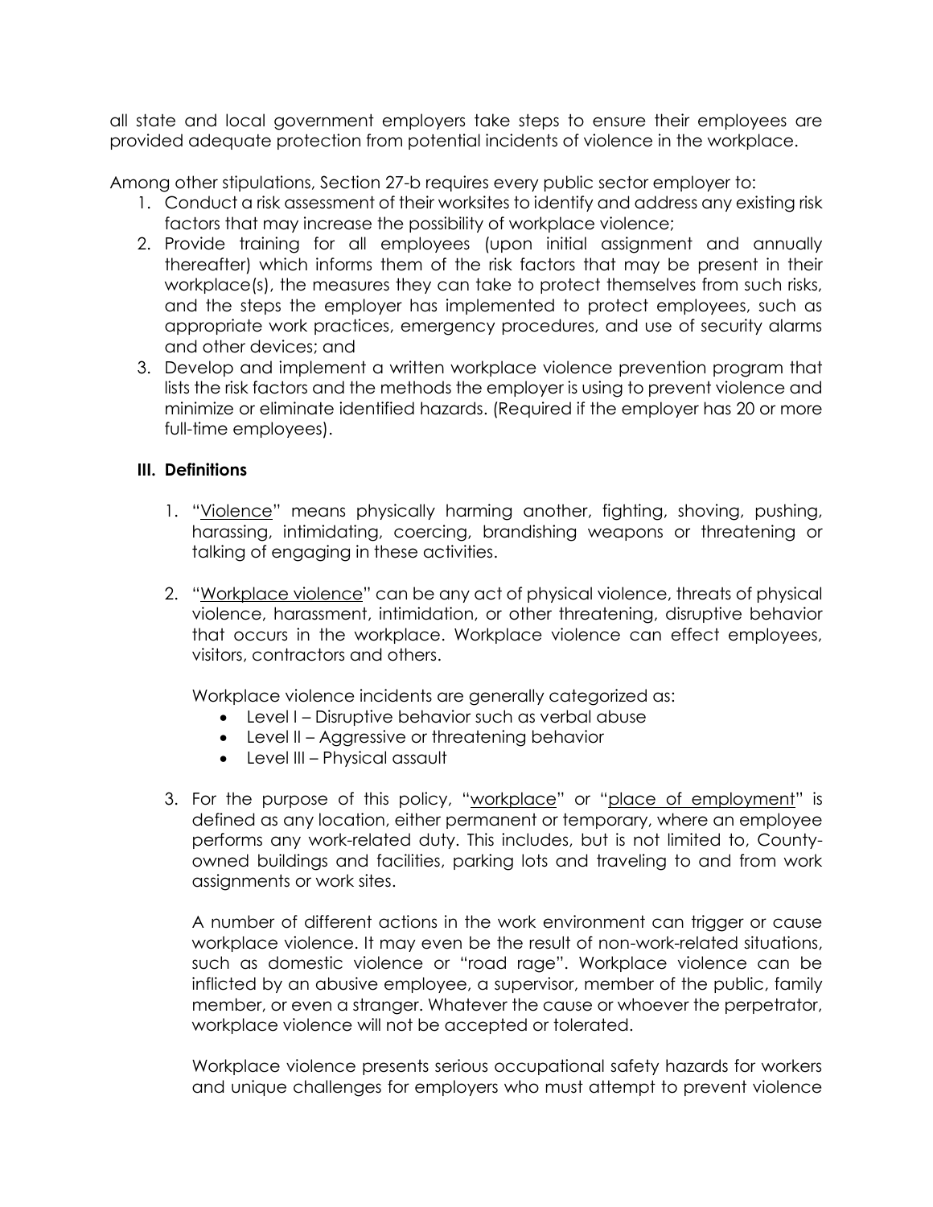all state and local government employers take steps to ensure their employees are provided adequate protection from potential incidents of violence in the workplace.

Among other stipulations, Section 27-b requires every public sector employer to:

1. Conduct a risk assessment of their worksites to identify and address any existing risk factors that may increase the possibility of workplace violence;
2. Provide training for all employees (upon initial assignment and annually thereafter) which informs them of the risk factors that may be present in their workplace(s), the measures they can take to protect themselves from such risks, and the steps the employer has implemented to protect employees, such as appropriate work practices, emergency procedures, and use of security alarms and other devices; and
3. Develop and implement a written workplace violence prevention program that lists the risk factors and the methods the employer is using to prevent violence and minimize or eliminate identified hazards. (Required if the employer has 20 or more full-time employees).

### III. Definitions

1. "Violence" means physically harming another, fighting, shoving, pushing, harassing, intimidating, coercing, brandishing weapons or threatening or talking of engaging in these activities.

2. "Workplace violence" can be any act of physical violence, threats of physical violence, harassment, intimidation, or other threatening, disruptive behavior that occurs in the workplace. Workplace violence can effect employees, visitors, contractors and others.

   Workplace violence incidents are generally categorized as:
   - Level I – Disruptive behavior such as verbal abuse
   - Level II – Aggressive or threatening behavior
   - Level III – Physical assault

3. For the purpose of this policy, "workplace" or "place of employment" is defined as any location, either permanent or temporary, where an employee performs any work-related duty. This includes, but is not limited to, County-owned buildings and facilities, parking lots and traveling to and from work assignments or work sites.

   A number of different actions in the work environment can trigger or cause workplace violence. It may even be the result of non-work-related situations, such as domestic violence or "road rage". Workplace violence can be inflicted by an abusive employee, a supervisor, member of the public, family member, or even a stranger. Whatever the cause or whoever the perpetrator, workplace violence will not be accepted or tolerated.

   Workplace violence presents serious occupational safety hazards for workers and unique challenges for employers who must attempt to prevent violence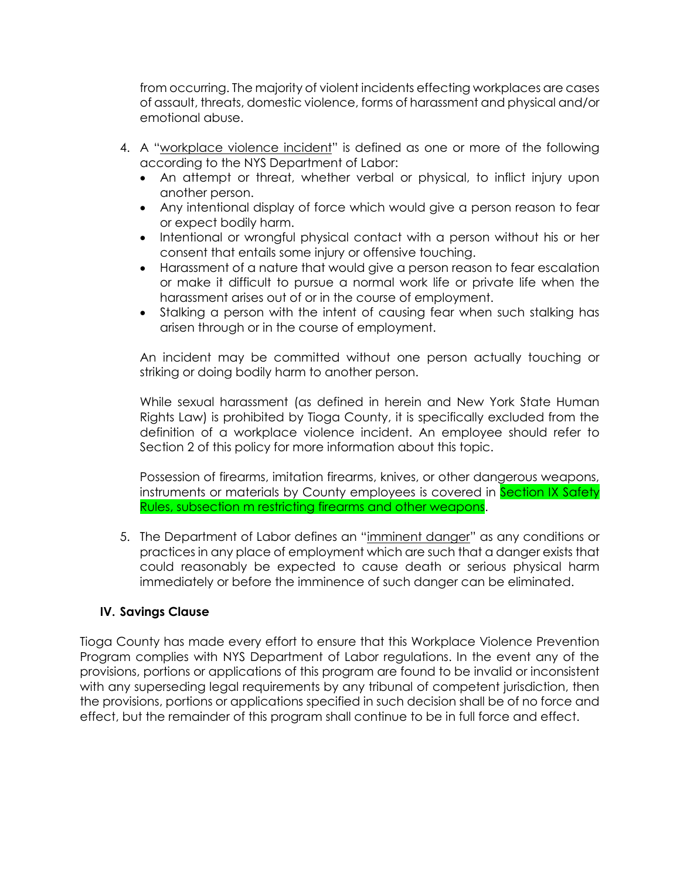from occurring. The majority of violent incidents effecting workplaces are cases of assault, threats, domestic violence, forms of harassment and physical and/or emotional abuse.

4. A "workplace violence incident" is defined as one or more of the following according to the NYS Department of Labor:
   - An attempt or threat, whether verbal or physical, to inflict injury upon another person.
   - Any intentional display of force which would give a person reason to fear or expect bodily harm.
   - Intentional or wrongful physical contact with a person without his or her consent that entails some injury or offensive touching.
   - Harassment of a nature that would give a person reason to fear escalation or make it difficult to pursue a normal work life or private life when the harassment arises out of or in the course of employment.
   - Stalking a person with the intent of causing fear when such stalking has arisen through or in the course of employment.

   An incident may be committed without one person actually touching or striking or doing bodily harm to another person.

   While sexual harassment (as defined in herein and New York State Human Rights Law) is prohibited by Tioga County, it is specifically excluded from the definition of a workplace violence incident. An employee should refer to Section 2 of this policy for more information about this topic.

   Possession of firearms, imitation firearms, knives, or other dangerous weapons, instruments or materials by County employees is covered in Section IX Safety Rules, subsection m restricting firearms and other weapons.

5. The Department of Labor defines an "imminent danger" as any conditions or practices in any place of employment which are such that a danger exists that could reasonably be expected to cause death or serious physical harm immediately or before the imminence of such danger can be eliminated.

### IV. Savings Clause

Tioga County has made every effort to ensure that this Workplace Violence Prevention Program complies with NYS Department of Labor regulations. In the event any of the provisions, portions or applications of this program are found to be invalid or inconsistent with any superseding legal requirements by any tribunal of competent jurisdiction, then the provisions, portions or applications specified in such decision shall be of no force and effect, but the remainder of this program shall continue to be in full force and effect.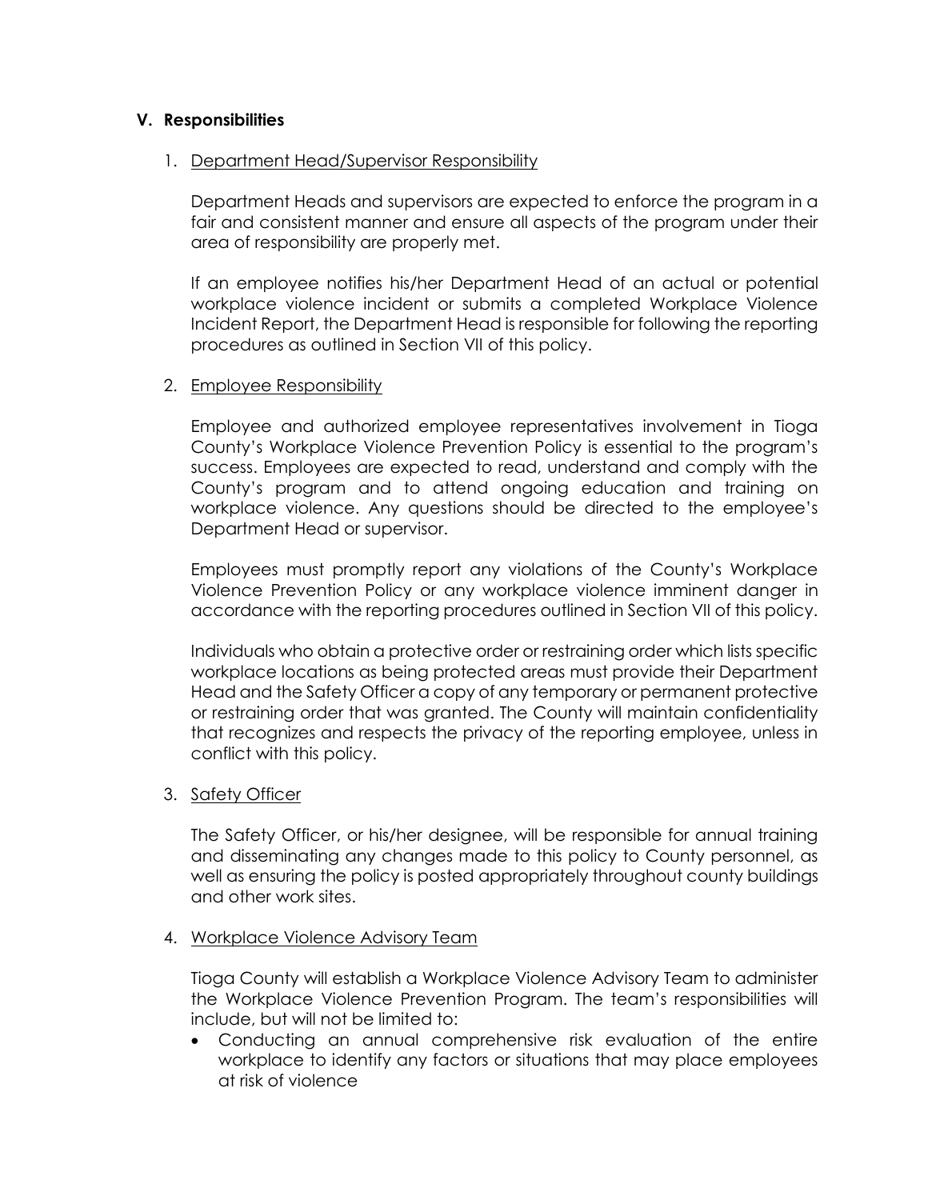## V. Responsibilities

1. Department Head/Supervisor Responsibility

   Department Heads and supervisors are expected to enforce the program in a fair and consistent manner and ensure all aspects of the program under their area of responsibility are properly met.

   If an employee notifies his/her Department Head of an actual or potential workplace violence incident or submits a completed Workplace Violence Incident Report, the Department Head is responsible for following the reporting procedures as outlined in Section VII of this policy.

2. Employee Responsibility

   Employee and authorized employee representatives involvement in Tioga County's Workplace Violence Prevention Policy is essential to the program's success. Employees are expected to read, understand and comply with the County's program and to attend ongoing education and training on workplace violence. Any questions should be directed to the employee's Department Head or supervisor.

   Employees must promptly report any violations of the County's Workplace Violence Prevention Policy or any workplace violence imminent danger in accordance with the reporting procedures outlined in Section VII of this policy.

   Individuals who obtain a protective order or restraining order which lists specific workplace locations as being protected areas must provide their Department Head and the Safety Officer a copy of any temporary or permanent protective or restraining order that was granted. The County will maintain confidentiality that recognizes and respects the privacy of the reporting employee, unless in conflict with this policy.

3. Safety Officer

   The Safety Officer, or his/her designee, will be responsible for annual training and disseminating any changes made to this policy to County personnel, as well as ensuring the policy is posted appropriately throughout county buildings and other work sites.

4. Workplace Violence Advisory Team

   Tioga County will establish a Workplace Violence Advisory Team to administer the Workplace Violence Prevention Program. The team's responsibilities will include, but will not be limited to:

   - Conducting an annual comprehensive risk evaluation of the entire workplace to identify any factors or situations that may place employees at risk of violence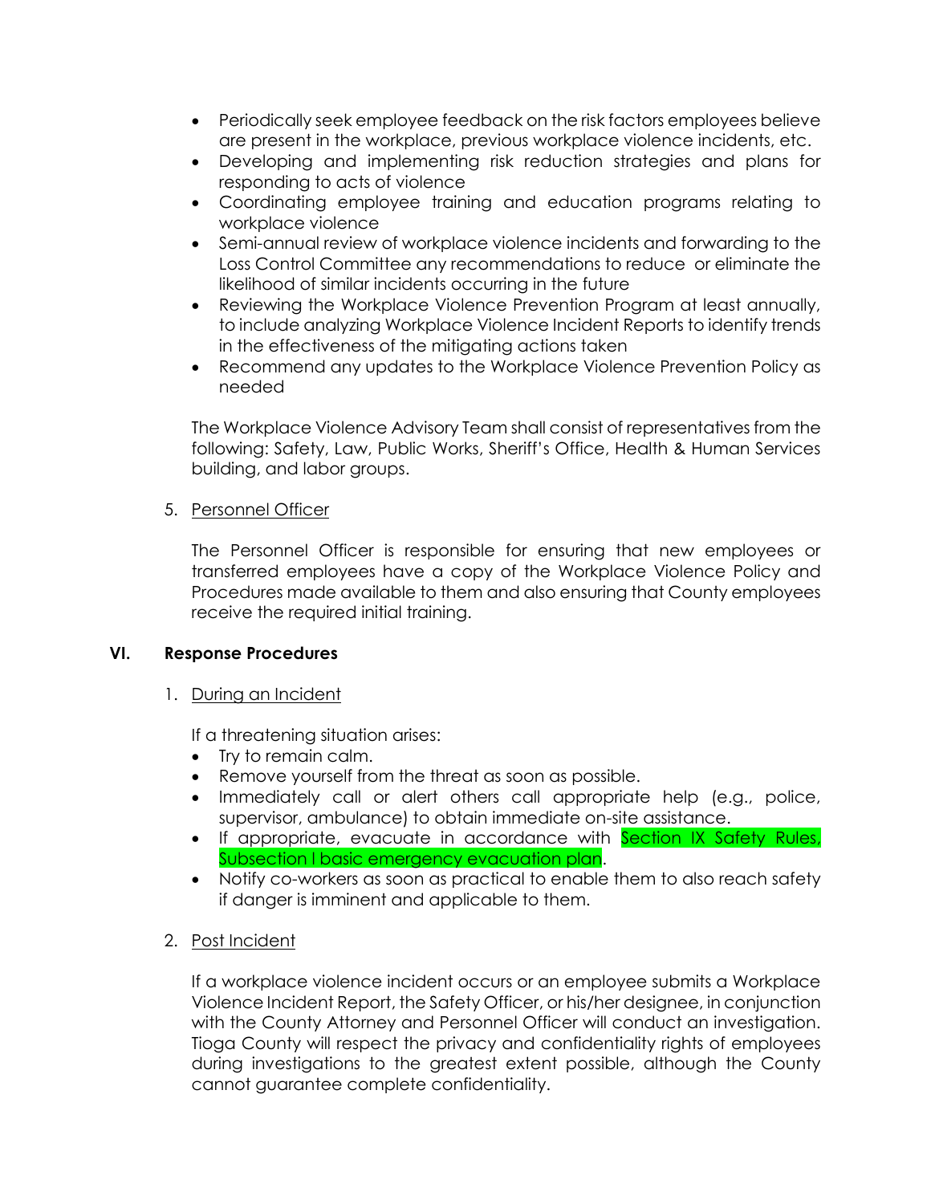- Periodically seek employee feedback on the risk factors employees believe are present in the workplace, previous workplace violence incidents, etc.
- Developing and implementing risk reduction strategies and plans for responding to acts of violence
- Coordinating employee training and education programs relating to workplace violence
- Semi-annual review of workplace violence incidents and forwarding to the Loss Control Committee any recommendations to reduce or eliminate the likelihood of similar incidents occurring in the future
- Reviewing the Workplace Violence Prevention Program at least annually, to include analyzing Workplace Violence Incident Reports to identify trends in the effectiveness of the mitigating actions taken
- Recommend any updates to the Workplace Violence Prevention Policy as needed

The Workplace Violence Advisory Team shall consist of representatives from the following: Safety, Law, Public Works, Sheriff's Office, Health & Human Services building, and labor groups.

5. Personnel Officer

The Personnel Officer is responsible for ensuring that new employees or transferred employees have a copy of the Workplace Violence Policy and Procedures made available to them and also ensuring that County employees receive the required initial training.

## VI. Response Procedures

1. During an Incident

If a threatening situation arises:

- Try to remain calm.
- Remove yourself from the threat as soon as possible.
- Immediately call or alert others call appropriate help (e.g., police, supervisor, ambulance) to obtain immediate on-site assistance.
- If appropriate, evacuate in accordance with Section IX Safety Rules, Subsection I basic emergency evacuation plan.
- Notify co-workers as soon as practical to enable them to also reach safety if danger is imminent and applicable to them.

2. Post Incident

If a workplace violence incident occurs or an employee submits a Workplace Violence Incident Report, the Safety Officer, or his/her designee, in conjunction with the County Attorney and Personnel Officer will conduct an investigation. Tioga County will respect the privacy and confidentiality rights of employees during investigations to the greatest extent possible, although the County cannot guarantee complete confidentiality.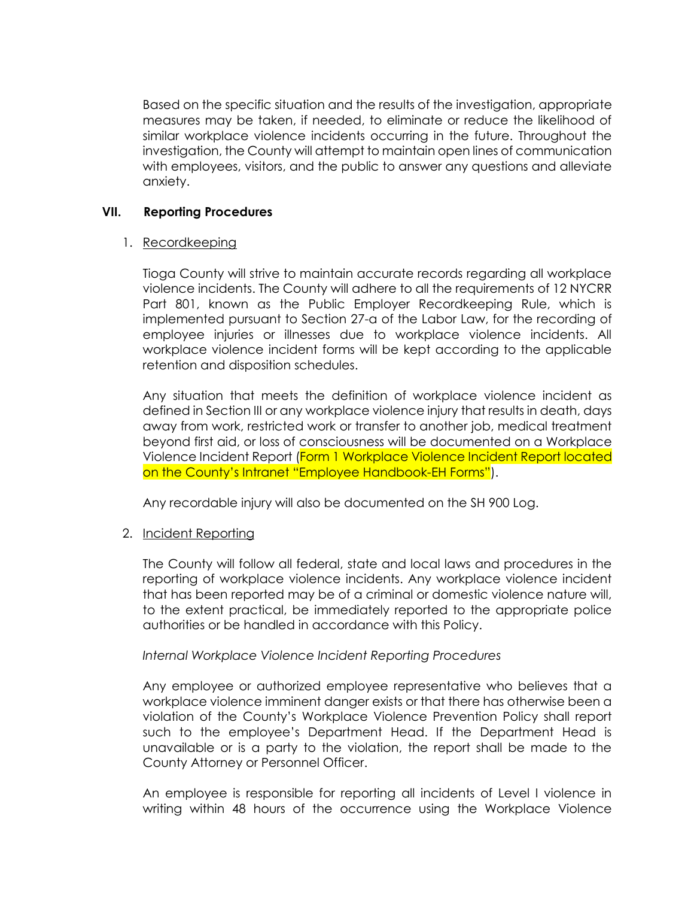Based on the specific situation and the results of the investigation, appropriate measures may be taken, if needed, to eliminate or reduce the likelihood of similar workplace violence incidents occurring in the future. Throughout the investigation, the County will attempt to maintain open lines of communication with employees, visitors, and the public to answer any questions and alleviate anxiety.

## VII. Reporting Procedures

1. Recordkeeping

   Tioga County will strive to maintain accurate records regarding all workplace violence incidents. The County will adhere to all the requirements of 12 NYCRR Part 801, known as the Public Employer Recordkeeping Rule, which is implemented pursuant to Section 27-a of the Labor Law, for the recording of employee injuries or illnesses due to workplace violence incidents. All workplace violence incident forms will be kept according to the applicable retention and disposition schedules.

   Any situation that meets the definition of workplace violence incident as defined in Section III or any workplace violence injury that results in death, days away from work, restricted work or transfer to another job, medical treatment beyond first aid, or loss of consciousness will be documented on a Workplace Violence Incident Report (Form 1 Workplace Violence Incident Report located on the County's Intranet "Employee Handbook-EH Forms").

   Any recordable injury will also be documented on the SH 900 Log.

2. Incident Reporting

   The County will follow all federal, state and local laws and procedures in the reporting of workplace violence incidents. Any workplace violence incident that has been reported may be of a criminal or domestic violence nature will, to the extent practical, be immediately reported to the appropriate police authorities or be handled in accordance with this Policy.

   *Internal Workplace Violence Incident Reporting Procedures*

   Any employee or authorized employee representative who believes that a workplace violence imminent danger exists or that there has otherwise been a violation of the County's Workplace Violence Prevention Policy shall report such to the employee's Department Head. If the Department Head is unavailable or is a party to the violation, the report shall be made to the County Attorney or Personnel Officer.

   An employee is responsible for reporting all incidents of Level I violence in writing within 48 hours of the occurrence using the Workplace Violence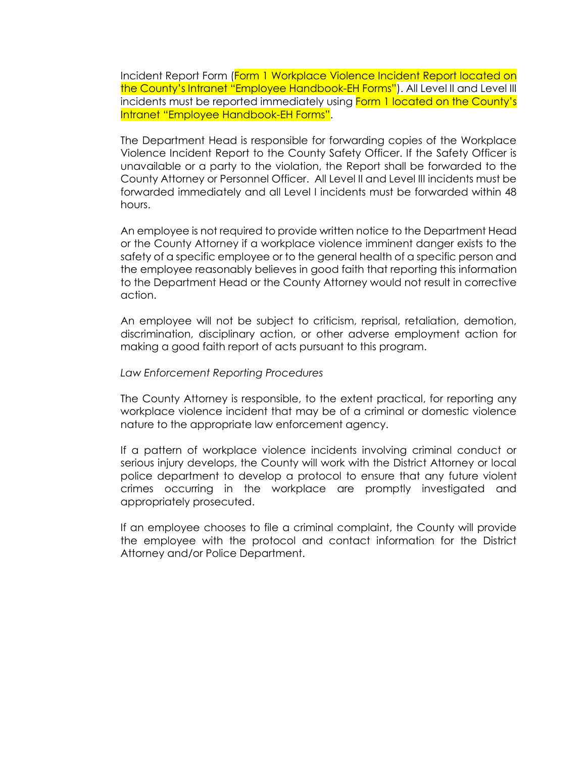Incident Report Form (Form 1 Workplace Violence Incident Report located on the County's Intranet "Employee Handbook-EH Forms"). All Level II and Level III incidents must be reported immediately using Form 1 located on the County's Intranet "Employee Handbook-EH Forms".

The Department Head is responsible for forwarding copies of the Workplace Violence Incident Report to the County Safety Officer. If the Safety Officer is unavailable or a party to the violation, the Report shall be forwarded to the County Attorney or Personnel Officer. All Level II and Level III incidents must be forwarded immediately and all Level I incidents must be forwarded within 48 hours.

An employee is not required to provide written notice to the Department Head or the County Attorney if a workplace violence imminent danger exists to the safety of a specific employee or to the general health of a specific person and the employee reasonably believes in good faith that reporting this information to the Department Head or the County Attorney would not result in corrective action.

An employee will not be subject to criticism, reprisal, retaliation, demotion, discrimination, disciplinary action, or other adverse employment action for making a good faith report of acts pursuant to this program.

*Law Enforcement Reporting Procedures*

The County Attorney is responsible, to the extent practical, for reporting any workplace violence incident that may be of a criminal or domestic violence nature to the appropriate law enforcement agency.

If a pattern of workplace violence incidents involving criminal conduct or serious injury develops, the County will work with the District Attorney or local police department to develop a protocol to ensure that any future violent crimes occurring in the workplace are promptly investigated and appropriately prosecuted.

If an employee chooses to file a criminal complaint, the County will provide the employee with the protocol and contact information for the District Attorney and/or Police Department.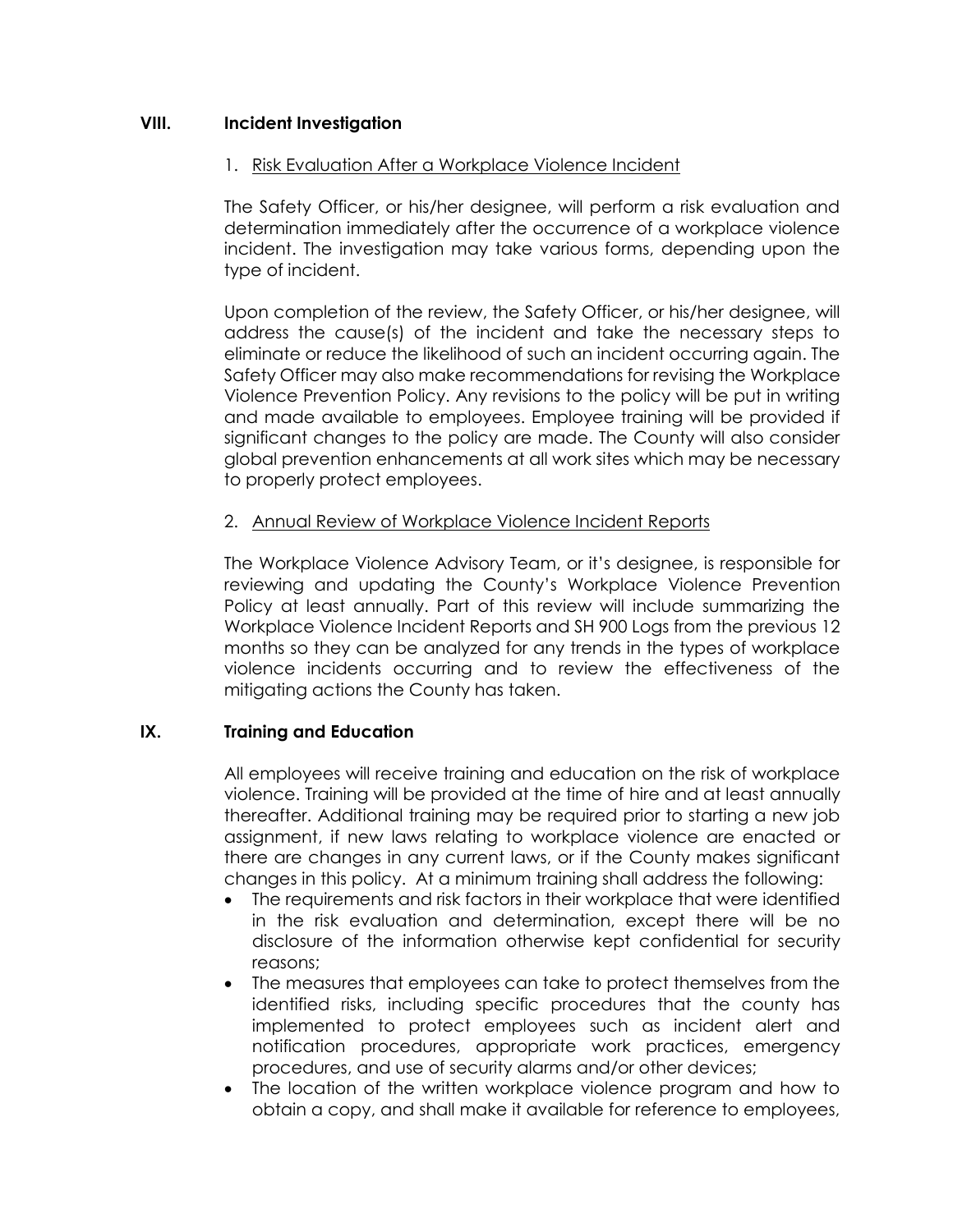## VIII. Incident Investigation

1. Risk Evaluation After a Workplace Violence Incident

The Safety Officer, or his/her designee, will perform a risk evaluation and determination immediately after the occurrence of a workplace violence incident. The investigation may take various forms, depending upon the type of incident.

Upon completion of the review, the Safety Officer, or his/her designee, will address the cause(s) of the incident and take the necessary steps to eliminate or reduce the likelihood of such an incident occurring again. The Safety Officer may also make recommendations for revising the Workplace Violence Prevention Policy. Any revisions to the policy will be put in writing and made available to employees. Employee training will be provided if significant changes to the policy are made. The County will also consider global prevention enhancements at all work sites which may be necessary to properly protect employees.

2. Annual Review of Workplace Violence Incident Reports

The Workplace Violence Advisory Team, or it's designee, is responsible for reviewing and updating the County's Workplace Violence Prevention Policy at least annually. Part of this review will include summarizing the Workplace Violence Incident Reports and SH 900 Logs from the previous 12 months so they can be analyzed for any trends in the types of workplace violence incidents occurring and to review the effectiveness of the mitigating actions the County has taken.

## IX. Training and Education

All employees will receive training and education on the risk of workplace violence. Training will be provided at the time of hire and at least annually thereafter. Additional training may be required prior to starting a new job assignment, if new laws relating to workplace violence are enacted or there are changes in any current laws, or if the County makes significant changes in this policy. At a minimum training shall address the following:

- The requirements and risk factors in their workplace that were identified in the risk evaluation and determination, except there will be no disclosure of the information otherwise kept confidential for security reasons;
- The measures that employees can take to protect themselves from the identified risks, including specific procedures that the county has implemented to protect employees such as incident alert and notification procedures, appropriate work practices, emergency procedures, and use of security alarms and/or other devices;
- The location of the written workplace violence program and how to obtain a copy, and shall make it available for reference to employees,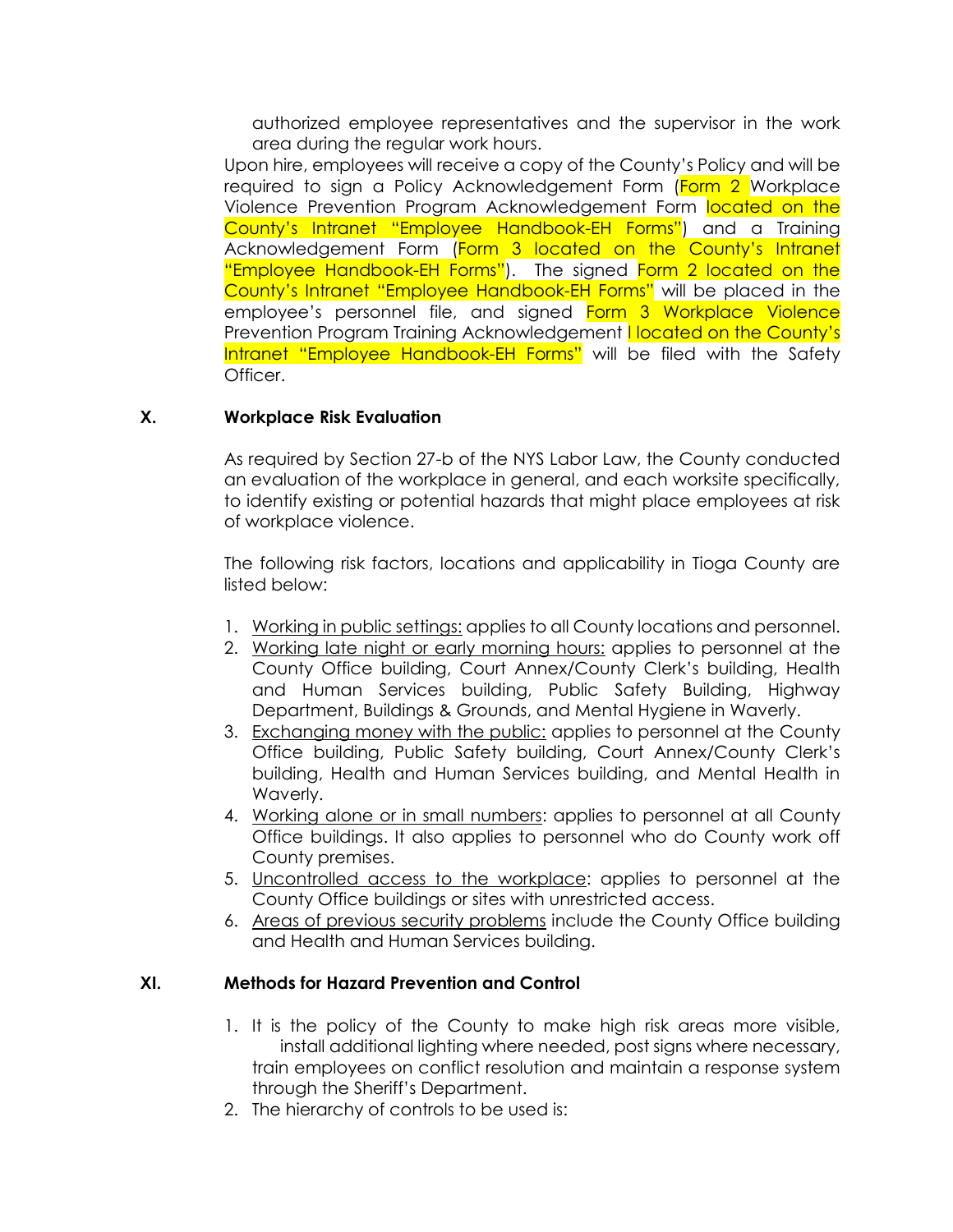authorized employee representatives and the supervisor in the work area during the regular work hours.

Upon hire, employees will receive a copy of the County's Policy and will be required to sign a Policy Acknowledgement Form (Form 2 Workplace Violence Prevention Program Acknowledgement Form located on the County's Intranet "Employee Handbook-EH Forms") and a Training Acknowledgement Form (Form 3 located on the County's Intranet "Employee Handbook-EH Forms"). The signed Form 2 located on the County's Intranet "Employee Handbook-EH Forms" will be placed in the employee's personnel file, and signed Form 3 Workplace Violence Prevention Program Training Acknowledgement l located on the County's Intranet "Employee Handbook-EH Forms" will be filed with the Safety Officer.

## X. Workplace Risk Evaluation

As required by Section 27-b of the NYS Labor Law, the County conducted an evaluation of the workplace in general, and each worksite specifically, to identify existing or potential hazards that might place employees at risk of workplace violence.

The following risk factors, locations and applicability in Tioga County are listed below:

1. Working in public settings: applies to all County locations and personnel.
2. Working late night or early morning hours: applies to personnel at the County Office building, Court Annex/County Clerk's building, Health and Human Services building, Public Safety Building, Highway Department, Buildings & Grounds, and Mental Hygiene in Waverly.
3. Exchanging money with the public: applies to personnel at the County Office building, Public Safety building, Court Annex/County Clerk's building, Health and Human Services building, and Mental Health in Waverly.
4. Working alone or in small numbers: applies to personnel at all County Office buildings. It also applies to personnel who do County work off County premises.
5. Uncontrolled access to the workplace: applies to personnel at the County Office buildings or sites with unrestricted access.
6. Areas of previous security problems include the County Office building and Health and Human Services building.

## XI. Methods for Hazard Prevention and Control

1. It is the policy of the County to make high risk areas more visible, install additional lighting where needed, post signs where necessary, train employees on conflict resolution and maintain a response system through the Sheriff's Department.
2. The hierarchy of controls to be used is: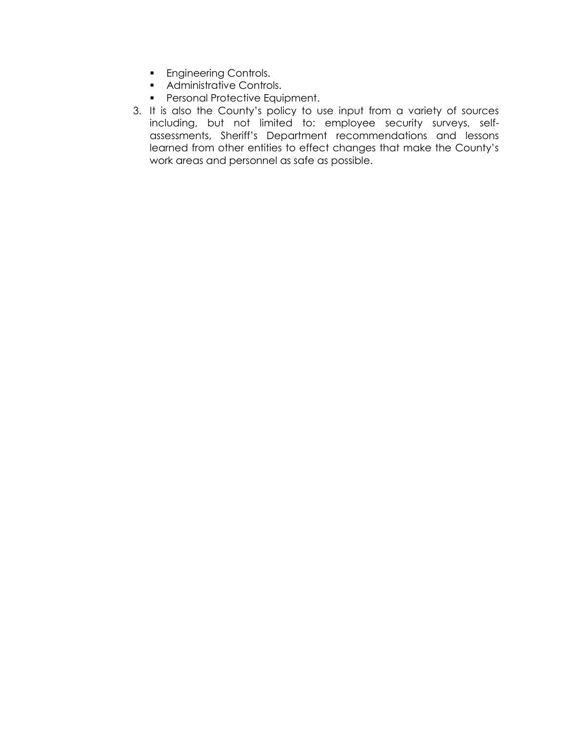- Engineering Controls.
- Administrative Controls.
- Personal Protective Equipment.

3. It is also the County's policy to use input from a variety of sources including, but not limited to: employee security surveys, self-assessments, Sheriff's Department recommendations and lessons learned from other entities to effect changes that make the County's work areas and personnel as safe as possible.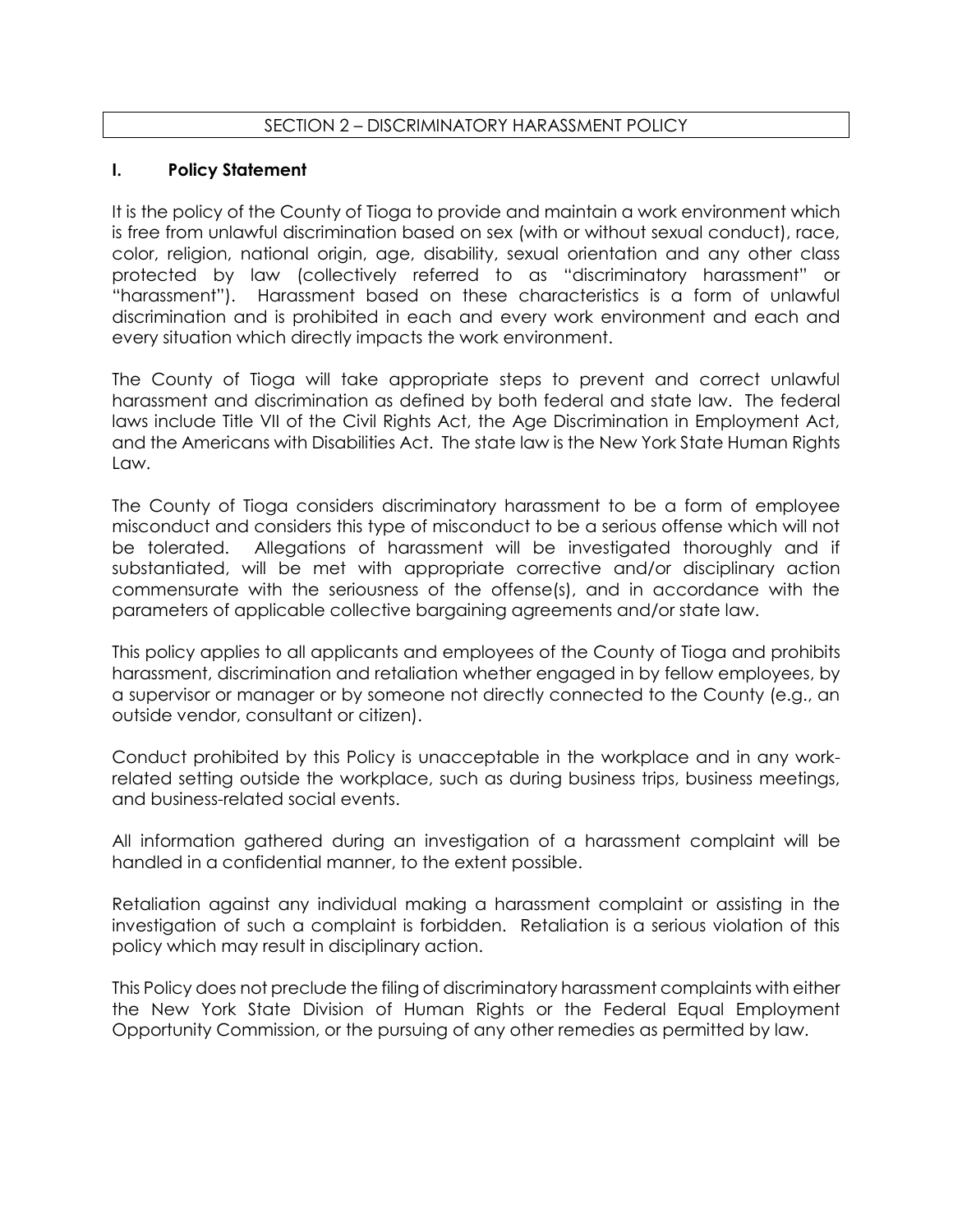## SECTION 2 – DISCRIMINATORY HARASSMENT POLICY

### I. Policy Statement

It is the policy of the County of Tioga to provide and maintain a work environment which is free from unlawful discrimination based on sex (with or without sexual conduct), race, color, religion, national origin, age, disability, sexual orientation and any other class protected by law (collectively referred to as "discriminatory harassment" or "harassment"). Harassment based on these characteristics is a form of unlawful discrimination and is prohibited in each and every work environment and each and every situation which directly impacts the work environment.

The County of Tioga will take appropriate steps to prevent and correct unlawful harassment and discrimination as defined by both federal and state law. The federal laws include Title VII of the Civil Rights Act, the Age Discrimination in Employment Act, and the Americans with Disabilities Act. The state law is the New York State Human Rights Law.

The County of Tioga considers discriminatory harassment to be a form of employee misconduct and considers this type of misconduct to be a serious offense which will not be tolerated. Allegations of harassment will be investigated thoroughly and if substantiated, will be met with appropriate corrective and/or disciplinary action commensurate with the seriousness of the offense(s), and in accordance with the parameters of applicable collective bargaining agreements and/or state law.

This policy applies to all applicants and employees of the County of Tioga and prohibits harassment, discrimination and retaliation whether engaged in by fellow employees, by a supervisor or manager or by someone not directly connected to the County (e.g., an outside vendor, consultant or citizen).

Conduct prohibited by this Policy is unacceptable in the workplace and in any work-related setting outside the workplace, such as during business trips, business meetings, and business-related social events.

All information gathered during an investigation of a harassment complaint will be handled in a confidential manner, to the extent possible.

Retaliation against any individual making a harassment complaint or assisting in the investigation of such a complaint is forbidden. Retaliation is a serious violation of this policy which may result in disciplinary action.

This Policy does not preclude the filing of discriminatory harassment complaints with either the New York State Division of Human Rights or the Federal Equal Employment Opportunity Commission, or the pursuing of any other remedies as permitted by law.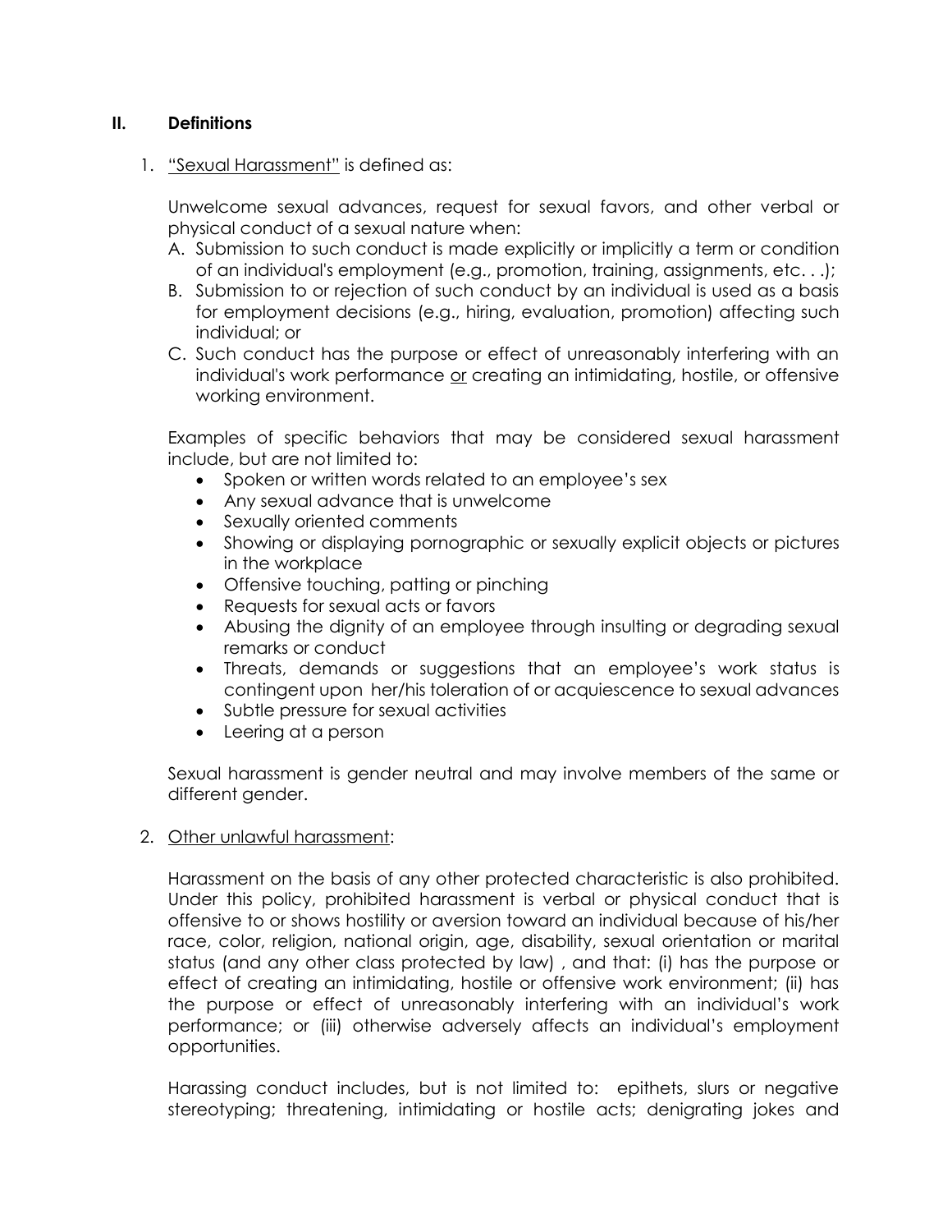## II. Definitions

1. "Sexual Harassment" is defined as:

   Unwelcome sexual advances, request for sexual favors, and other verbal or physical conduct of a sexual nature when:

   A. Submission to such conduct is made explicitly or implicitly a term or condition of an individual's employment (e.g., promotion, training, assignments, etc. . .);
   B. Submission to or rejection of such conduct by an individual is used as a basis for employment decisions (e.g., hiring, evaluation, promotion) affecting such individual; or
   C. Such conduct has the purpose or effect of unreasonably interfering with an individual's work performance or creating an intimidating, hostile, or offensive working environment.

   Examples of specific behaviors that may be considered sexual harassment include, but are not limited to:

   - Spoken or written words related to an employee's sex
   - Any sexual advance that is unwelcome
   - Sexually oriented comments
   - Showing or displaying pornographic or sexually explicit objects or pictures in the workplace
   - Offensive touching, patting or pinching
   - Requests for sexual acts or favors
   - Abusing the dignity of an employee through insulting or degrading sexual remarks or conduct
   - Threats, demands or suggestions that an employee's work status is contingent upon her/his toleration of or acquiescence to sexual advances
   - Subtle pressure for sexual activities
   - Leering at a person

   Sexual harassment is gender neutral and may involve members of the same or different gender.

2. Other unlawful harassment:

   Harassment on the basis of any other protected characteristic is also prohibited. Under this policy, prohibited harassment is verbal or physical conduct that is offensive to or shows hostility or aversion toward an individual because of his/her race, color, religion, national origin, age, disability, sexual orientation or marital status (and any other class protected by law) , and that: (i) has the purpose or effect of creating an intimidating, hostile or offensive work environment; (ii) has the purpose or effect of unreasonably interfering with an individual's work performance; or (iii) otherwise adversely affects an individual's employment opportunities.

   Harassing conduct includes, but is not limited to: epithets, slurs or negative stereotyping; threatening, intimidating or hostile acts; denigrating jokes and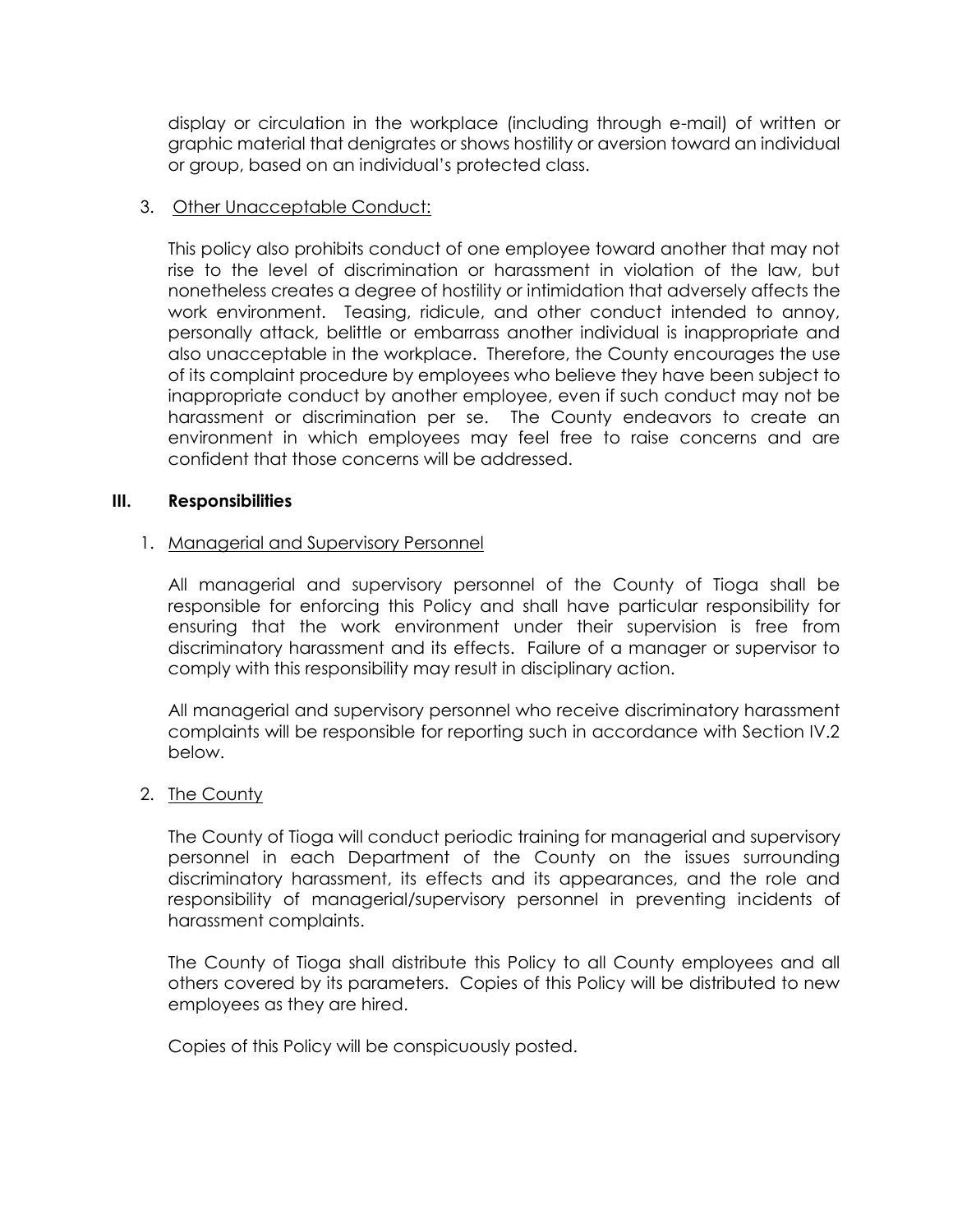display or circulation in the workplace (including through e-mail) of written or graphic material that denigrates or shows hostility or aversion toward an individual or group, based on an individual's protected class.

3. Other Unacceptable Conduct:

   This policy also prohibits conduct of one employee toward another that may not rise to the level of discrimination or harassment in violation of the law, but nonetheless creates a degree of hostility or intimidation that adversely affects the work environment. Teasing, ridicule, and other conduct intended to annoy, personally attack, belittle or embarrass another individual is inappropriate and also unacceptable in the workplace. Therefore, the County encourages the use of its complaint procedure by employees who believe they have been subject to inappropriate conduct by another employee, even if such conduct may not be harassment or discrimination per se. The County endeavors to create an environment in which employees may feel free to raise concerns and are confident that those concerns will be addressed.

## III. Responsibilities

1. Managerial and Supervisory Personnel

   All managerial and supervisory personnel of the County of Tioga shall be responsible for enforcing this Policy and shall have particular responsibility for ensuring that the work environment under their supervision is free from discriminatory harassment and its effects. Failure of a manager or supervisor to comply with this responsibility may result in disciplinary action.

   All managerial and supervisory personnel who receive discriminatory harassment complaints will be responsible for reporting such in accordance with Section IV.2 below.

2. The County

   The County of Tioga will conduct periodic training for managerial and supervisory personnel in each Department of the County on the issues surrounding discriminatory harassment, its effects and its appearances, and the role and responsibility of managerial/supervisory personnel in preventing incidents of harassment complaints.

   The County of Tioga shall distribute this Policy to all County employees and all others covered by its parameters. Copies of this Policy will be distributed to new employees as they are hired.

   Copies of this Policy will be conspicuously posted.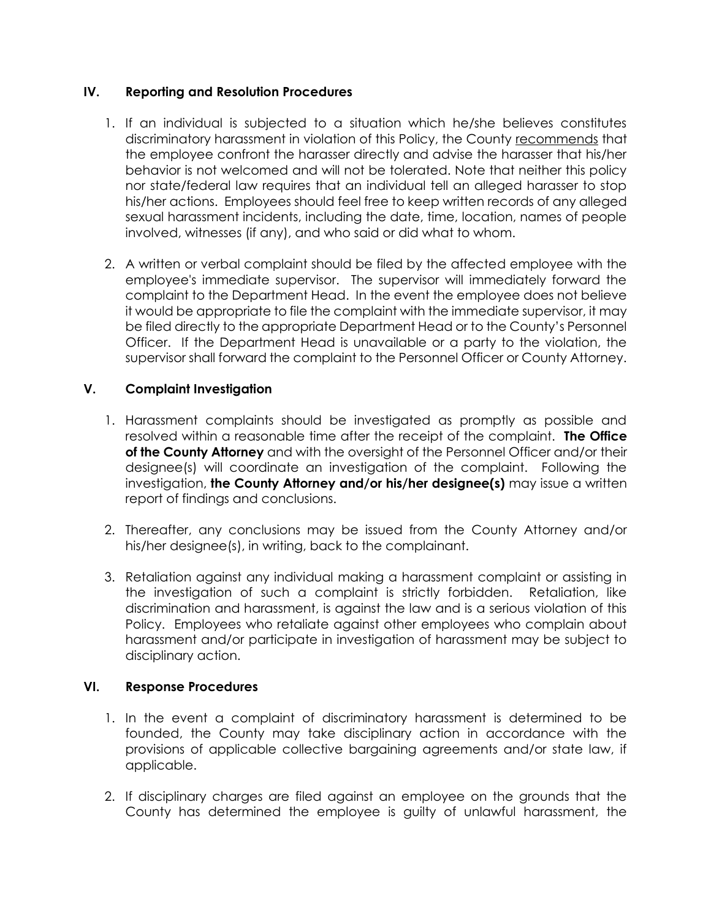## IV. Reporting and Resolution Procedures

1. If an individual is subjected to a situation which he/she believes constitutes discriminatory harassment in violation of this Policy, the County <u>recommends</u> that the employee confront the harasser directly and advise the harasser that his/her behavior is not welcomed and will not be tolerated. Note that neither this policy nor state/federal law requires that an individual tell an alleged harasser to stop his/her actions. Employees should feel free to keep written records of any alleged sexual harassment incidents, including the date, time, location, names of people involved, witnesses (if any), and who said or did what to whom.

2. A written or verbal complaint should be filed by the affected employee with the employee's immediate supervisor. The supervisor will immediately forward the complaint to the Department Head. In the event the employee does not believe it would be appropriate to file the complaint with the immediate supervisor, it may be filed directly to the appropriate Department Head or to the County's Personnel Officer. If the Department Head is unavailable or a party to the violation, the supervisor shall forward the complaint to the Personnel Officer or County Attorney.

## V. Complaint Investigation

1. Harassment complaints should be investigated as promptly as possible and resolved within a reasonable time after the receipt of the complaint. **The Office of the County Attorney** and with the oversight of the Personnel Officer and/or their designee(s) will coordinate an investigation of the complaint. Following the investigation, **the County Attorney and/or his/her designee(s)** may issue a written report of findings and conclusions.

2. Thereafter, any conclusions may be issued from the County Attorney and/or his/her designee(s), in writing, back to the complainant.

3. Retaliation against any individual making a harassment complaint or assisting in the investigation of such a complaint is strictly forbidden. Retaliation, like discrimination and harassment, is against the law and is a serious violation of this Policy. Employees who retaliate against other employees who complain about harassment and/or participate in investigation of harassment may be subject to disciplinary action.

## VI. Response Procedures

1. In the event a complaint of discriminatory harassment is determined to be founded, the County may take disciplinary action in accordance with the provisions of applicable collective bargaining agreements and/or state law, if applicable.

2. If disciplinary charges are filed against an employee on the grounds that the County has determined the employee is guilty of unlawful harassment, the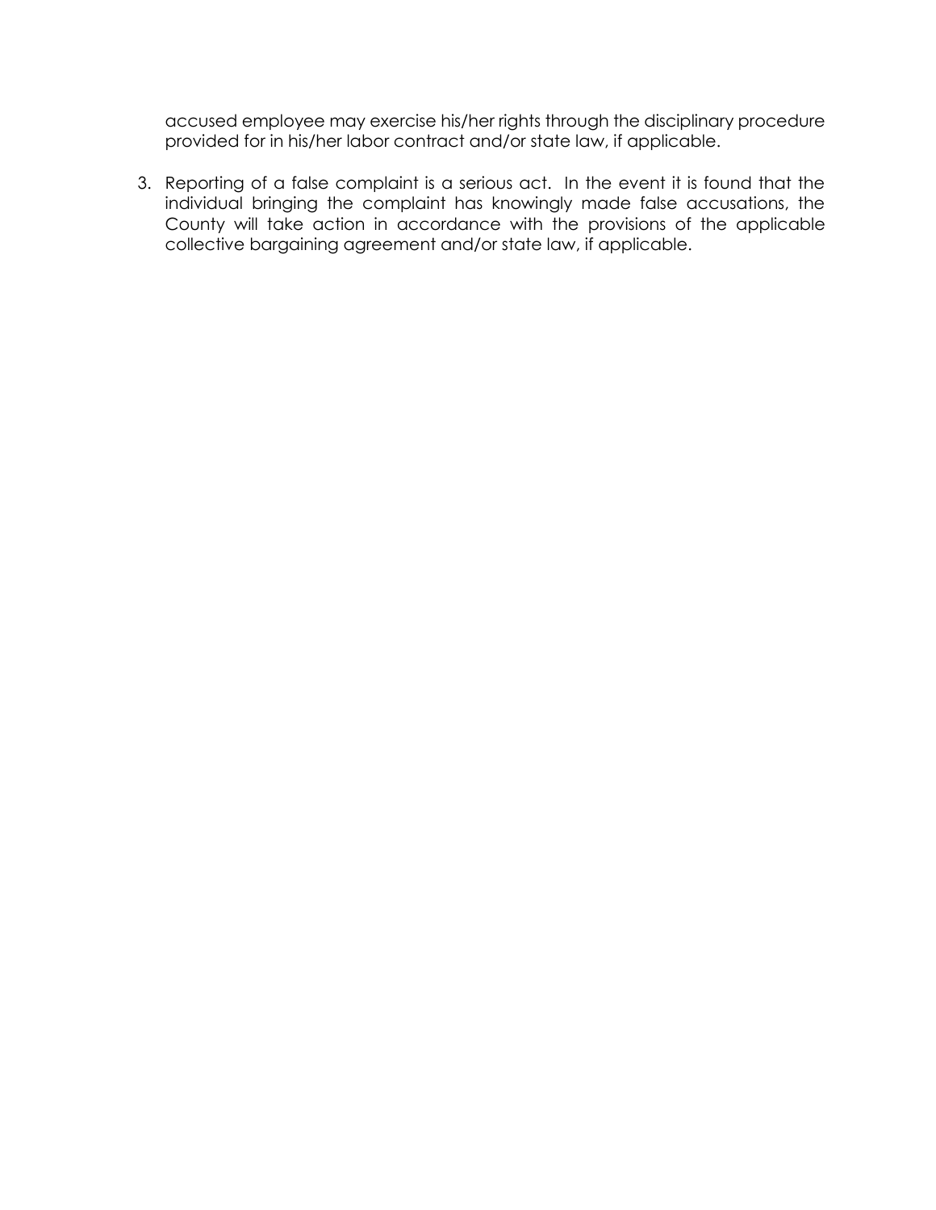accused employee may exercise his/her rights through the disciplinary procedure provided for in his/her labor contract and/or state law, if applicable.

3. Reporting of a false complaint is a serious act. In the event it is found that the individual bringing the complaint has knowingly made false accusations, the County will take action in accordance with the provisions of the applicable collective bargaining agreement and/or state law, if applicable.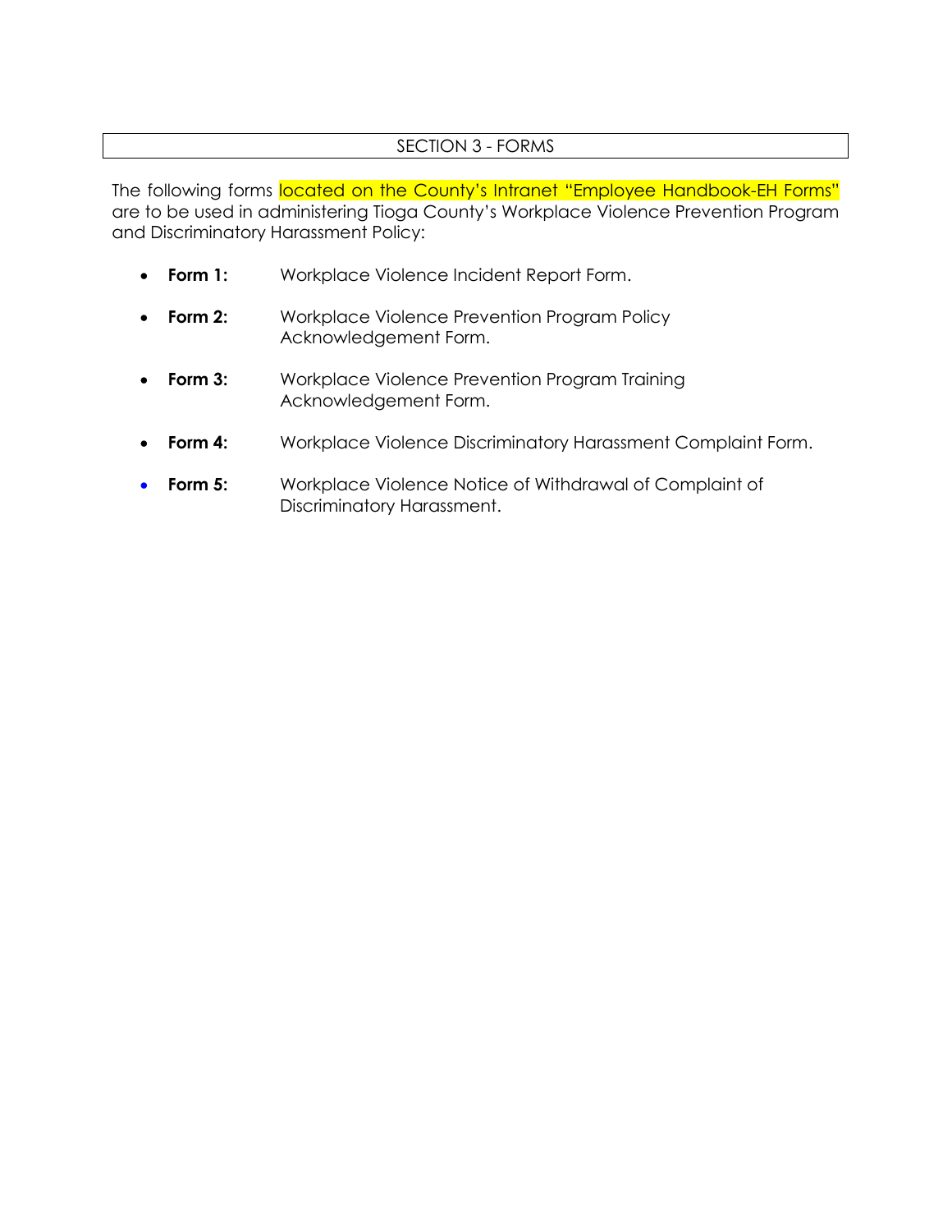# SECTION 3 - FORMS

The following forms located on the County's Intranet "Employee Handbook-EH Forms" are to be used in administering Tioga County's Workplace Violence Prevention Program and Discriminatory Harassment Policy:

- **Form 1:** Workplace Violence Incident Report Form.
- **Form 2:** Workplace Violence Prevention Program Policy Acknowledgement Form.
- **Form 3:** Workplace Violence Prevention Program Training Acknowledgement Form.
- **Form 4:** Workplace Violence Discriminatory Harassment Complaint Form.
- **Form 5:** Workplace Violence Notice of Withdrawal of Complaint of Discriminatory Harassment.